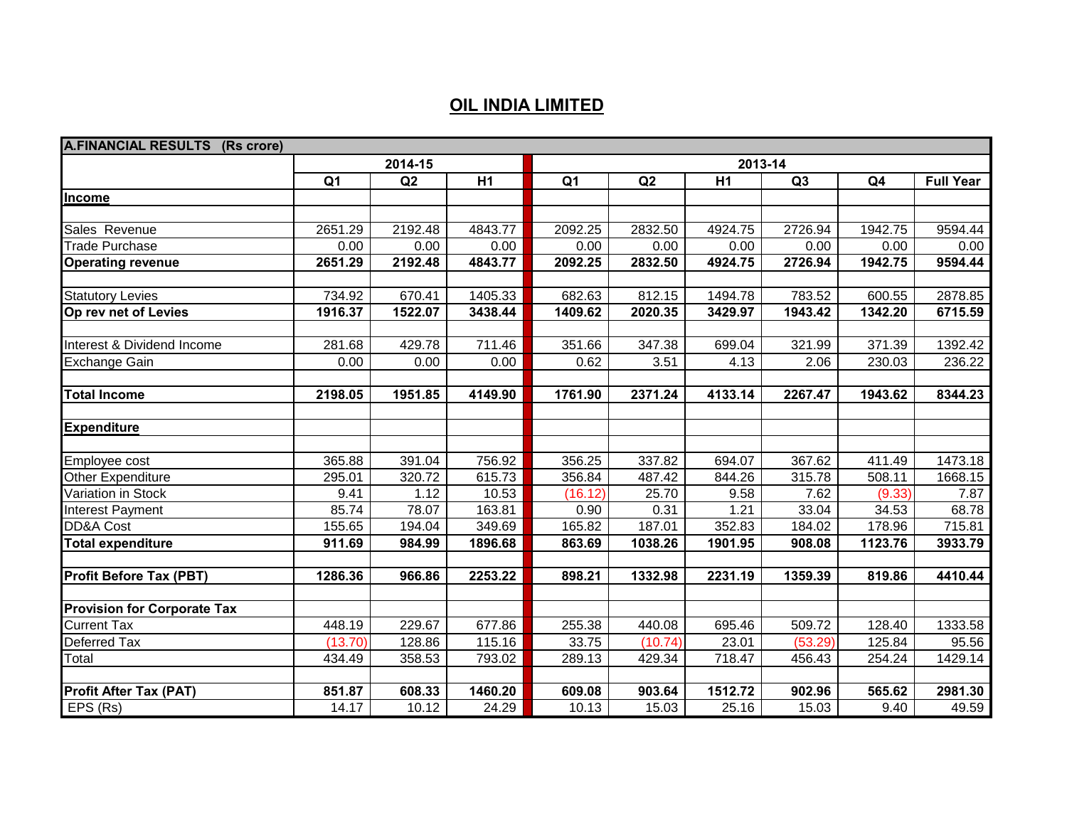# OIL INDIA LIMITED

| A.FINANCIAL RESULTS (Rs crore) | 2014-15 | | | 2013-14 | | | | | |
|---|---|---|---|---|---|---|---|---|---|
| | Q1 | Q2 | H1 | Q1 | Q2 | H1 | Q3 | Q4 | Full Year |
| **Income** | | | | | | | | | |
| Sales Revenue | 2651.29 | 2192.48 | 4843.77 | 2092.25 | 2832.50 | 4924.75 | 2726.94 | 1942.75 | 9594.44 |
| Trade Purchase | 0.00 | 0.00 | 0.00 | 0.00 | 0.00 | 0.00 | 0.00 | 0.00 | 0.00 |
| **Operating revenue** | **2651.29** | **2192.48** | **4843.77** | **2092.25** | **2832.50** | **4924.75** | **2726.94** | **1942.75** | **9594.44** |
| Statutory Levies | 734.92 | 670.41 | 1405.33 | 682.63 | 812.15 | 1494.78 | 783.52 | 600.55 | 2878.85 |
| **Op rev net of Levies** | **1916.37** | **1522.07** | **3438.44** | **1409.62** | **2020.35** | **3429.97** | **1943.42** | **1342.20** | **6715.59** |
| Interest & Dividend Income | 281.68 | 429.78 | 711.46 | 351.66 | 347.38 | 699.04 | 321.99 | 371.39 | 1392.42 |
| Exchange Gain | 0.00 | 0.00 | 0.00 | 0.62 | 3.51 | 4.13 | 2.06 | 230.03 | 236.22 |
| **Total Income** | **2198.05** | **1951.85** | **4149.90** | **1761.90** | **2371.24** | **4133.14** | **2267.47** | **1943.62** | **8344.23** |
| **Expenditure** | | | | | | | | | |
| Employee cost | 365.88 | 391.04 | 756.92 | 356.25 | 337.82 | 694.07 | 367.62 | 411.49 | 1473.18 |
| Other Expenditure | 295.01 | 320.72 | 615.73 | 356.84 | 487.42 | 844.26 | 315.78 | 508.11 | 1668.15 |
| Variation in Stock | 9.41 | 1.12 | 10.53 | (16.12) | 25.70 | 9.58 | 7.62 | (9.33) | 7.87 |
| Interest Payment | 85.74 | 78.07 | 163.81 | 0.90 | 0.31 | 1.21 | 33.04 | 34.53 | 68.78 |
| DD&A Cost | 155.65 | 194.04 | 349.69 | 165.82 | 187.01 | 352.83 | 184.02 | 178.96 | 715.81 |
| **Total expenditure** | **911.69** | **984.99** | **1896.68** | **863.69** | **1038.26** | **1901.95** | **908.08** | **1123.76** | **3933.79** |
| **Profit Before Tax (PBT)** | **1286.36** | **966.86** | **2253.22** | **898.21** | **1332.98** | **2231.19** | **1359.39** | **819.86** | **4410.44** |
| **Provision for Corporate Tax** | | | | | | | | | |
| Current Tax | 448.19 | 229.67 | 677.86 | 255.38 | 440.08 | 695.46 | 509.72 | 128.40 | 1333.58 |
| Deferred Tax | (13.70) | 128.86 | 115.16 | 33.75 | (10.74) | 23.01 | (53.29) | 125.84 | 95.56 |
| Total | 434.49 | 358.53 | 793.02 | 289.13 | 429.34 | 718.47 | 456.43 | 254.24 | 1429.14 |
| **Profit After Tax (PAT)** | **851.87** | **608.33** | **1460.20** | **609.08** | **903.64** | **1512.72** | **902.96** | **565.62** | **2981.30** |
| EPS (Rs) | 14.17 | 10.12 | 24.29 | 10.13 | 15.03 | 25.16 | 15.03 | 9.40 | 49.59 |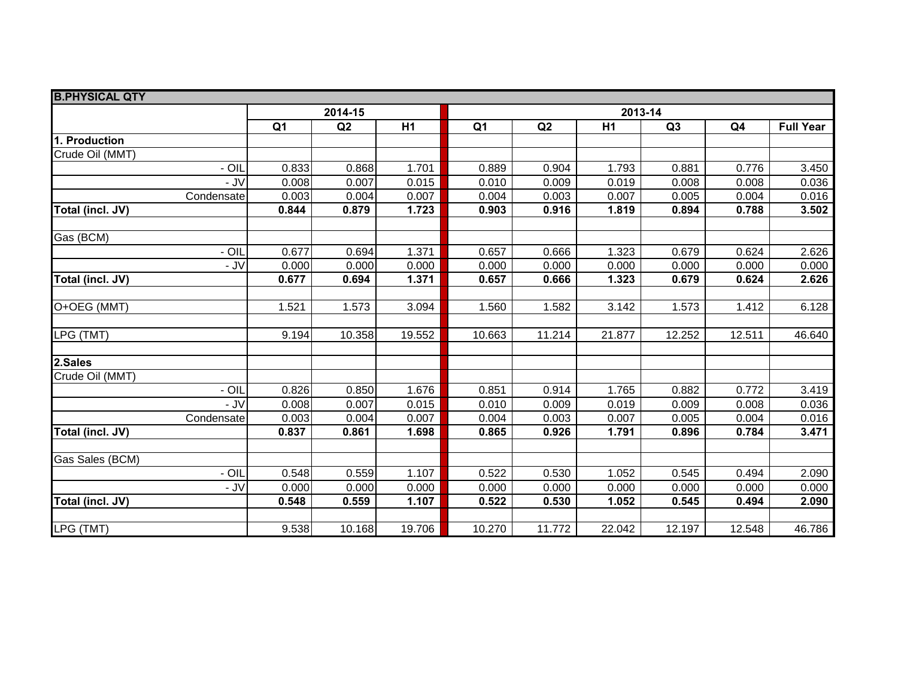| B.PHYSICAL QTY | | | | | | | | | | |
|---|---|---|---|---|---|---|---|---|---|---|
| | 2014-15 | | | | 2013-14 | | | | | |
| | Q1 | Q2 | H1 | | Q1 | Q2 | H1 | Q3 | Q4 | Full Year |
| **1. Production** | | | | | | | | | | |
| Crude Oil (MMT) | | | | | | | | | | |
| - OIL | 0.833 | 0.868 | 1.701 | | 0.889 | 0.904 | 1.793 | 0.881 | 0.776 | 3.450 |
| - JV | 0.008 | 0.007 | 0.015 | | 0.010 | 0.009 | 0.019 | 0.008 | 0.008 | 0.036 |
| Condensate | 0.003 | 0.004 | 0.007 | | 0.004 | 0.003 | 0.007 | 0.005 | 0.004 | 0.016 |
| **Total (incl. JV)** | **0.844** | **0.879** | **1.723** | | **0.903** | **0.916** | **1.819** | **0.894** | **0.788** | **3.502** |
| | | | | | | | | | | |
| Gas (BCM) | | | | | | | | | | |
| - OIL | 0.677 | 0.694 | 1.371 | | 0.657 | 0.666 | 1.323 | 0.679 | 0.624 | 2.626 |
| - JV | 0.000 | 0.000 | 0.000 | | 0.000 | 0.000 | 0.000 | 0.000 | 0.000 | 0.000 |
| **Total (incl. JV)** | **0.677** | **0.694** | **1.371** | | **0.657** | **0.666** | **1.323** | **0.679** | **0.624** | **2.626** |
| | | | | | | | | | | |
| O+OEG (MMT) | 1.521 | 1.573 | 3.094 | | 1.560 | 1.582 | 3.142 | 1.573 | 1.412 | 6.128 |
| | | | | | | | | | | |
| LPG (TMT) | 9.194 | 10.358 | 19.552 | | 10.663 | 11.214 | 21.877 | 12.252 | 12.511 | 46.640 |
| | | | | | | | | | | |
| **2.Sales** | | | | | | | | | | |
| Crude Oil (MMT) | | | | | | | | | | |
| - OIL | 0.826 | 0.850 | 1.676 | | 0.851 | 0.914 | 1.765 | 0.882 | 0.772 | 3.419 |
| - JV | 0.008 | 0.007 | 0.015 | | 0.010 | 0.009 | 0.019 | 0.009 | 0.008 | 0.036 |
| Condensate | 0.003 | 0.004 | 0.007 | | 0.004 | 0.003 | 0.007 | 0.005 | 0.004 | 0.016 |
| **Total (incl. JV)** | **0.837** | **0.861** | **1.698** | | **0.865** | **0.926** | **1.791** | **0.896** | **0.784** | **3.471** |
| | | | | | | | | | | |
| Gas Sales (BCM) | | | | | | | | | | |
| - OIL | 0.548 | 0.559 | 1.107 | | 0.522 | 0.530 | 1.052 | 0.545 | 0.494 | 2.090 |
| - JV | 0.000 | 0.000 | 0.000 | | 0.000 | 0.000 | 0.000 | 0.000 | 0.000 | 0.000 |
| **Total (incl. JV)** | **0.548** | **0.559** | **1.107** | | **0.522** | **0.530** | **1.052** | **0.545** | **0.494** | **2.090** |
| | | | | | | | | | | |
| LPG (TMT) | 9.538 | 10.168 | 19.706 | | 10.270 | 11.772 | 22.042 | 12.197 | 12.548 | 46.786 |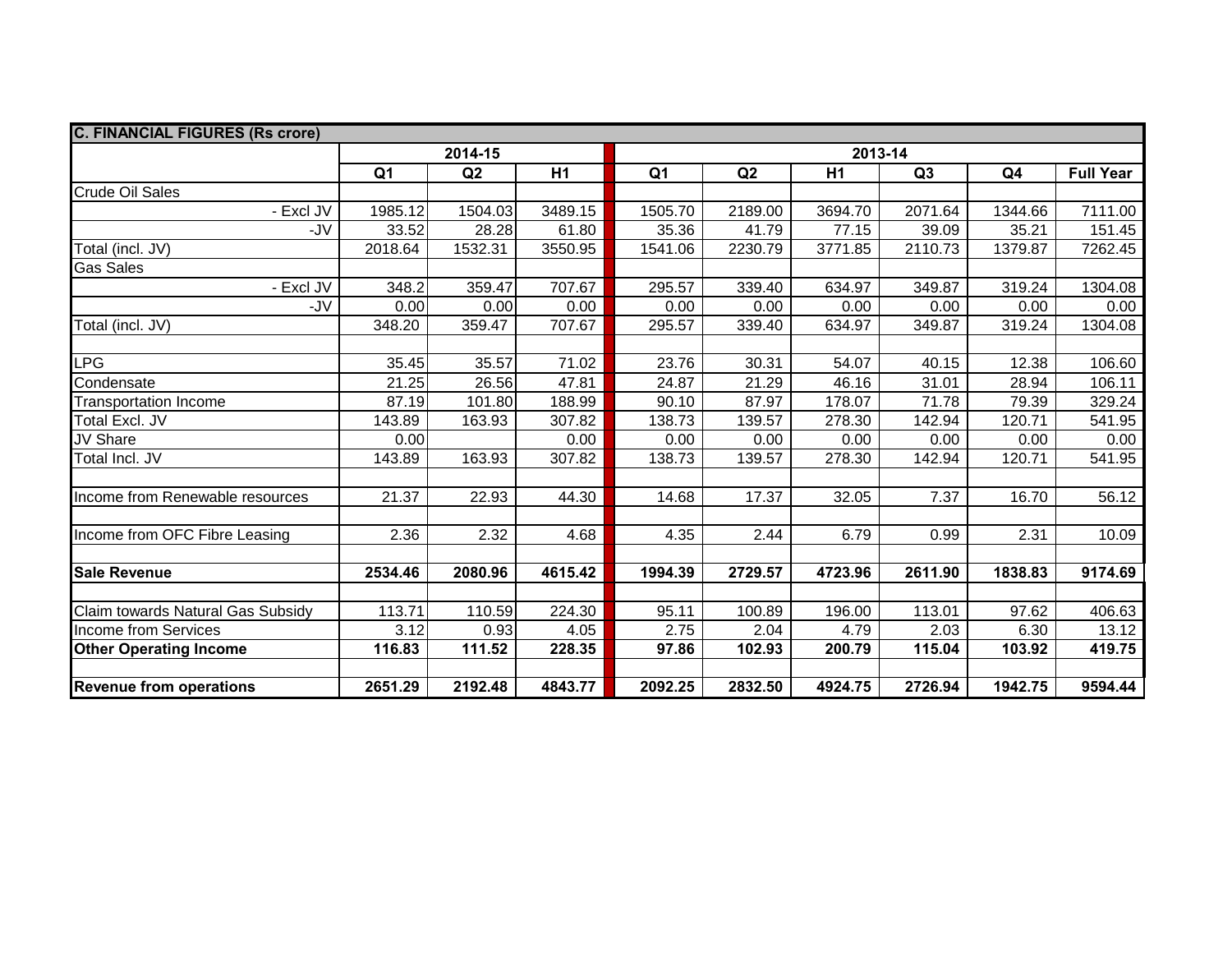| C. FINANCIAL FIGURES (Rs crore) | | | | | | | | | |
|---|---|---|---|---|---|---|---|---|---|
| | 2014-15 | | | 2013-14 | | | | | |
| | Q1 | Q2 | H1 | Q1 | Q2 | H1 | Q3 | Q4 | Full Year |
| Crude Oil Sales | | | | | | | | | |
| - Excl JV | 1985.12 | 1504.03 | 3489.15 | 1505.70 | 2189.00 | 3694.70 | 2071.64 | 1344.66 | 7111.00 |
| -JV | 33.52 | 28.28 | 61.80 | 35.36 | 41.79 | 77.15 | 39.09 | 35.21 | 151.45 |
| Total (incl. JV) | 2018.64 | 1532.31 | 3550.95 | 1541.06 | 2230.79 | 3771.85 | 2110.73 | 1379.87 | 7262.45 |
| Gas Sales | | | | | | | | | |
| - Excl JV | 348.2 | 359.47 | 707.67 | 295.57 | 339.40 | 634.97 | 349.87 | 319.24 | 1304.08 |
| -JV | 0.00 | 0.00 | 0.00 | 0.00 | 0.00 | 0.00 | 0.00 | 0.00 | 0.00 |
| Total (incl. JV) | 348.20 | 359.47 | 707.67 | 295.57 | 339.40 | 634.97 | 349.87 | 319.24 | 1304.08 |
| | | | | | | | | | |
| LPG | 35.45 | 35.57 | 71.02 | 23.76 | 30.31 | 54.07 | 40.15 | 12.38 | 106.60 |
| Condensate | 21.25 | 26.56 | 47.81 | 24.87 | 21.29 | 46.16 | 31.01 | 28.94 | 106.11 |
| Transportation Income | 87.19 | 101.80 | 188.99 | 90.10 | 87.97 | 178.07 | 71.78 | 79.39 | 329.24 |
| Total Excl. JV | 143.89 | 163.93 | 307.82 | 138.73 | 139.57 | 278.30 | 142.94 | 120.71 | 541.95 |
| JV Share | 0.00 | | 0.00 | 0.00 | 0.00 | 0.00 | 0.00 | 0.00 | 0.00 |
| Total Incl. JV | 143.89 | 163.93 | 307.82 | 138.73 | 139.57 | 278.30 | 142.94 | 120.71 | 541.95 |
| | | | | | | | | | |
| Income from Renewable resources | 21.37 | 22.93 | 44.30 | 14.68 | 17.37 | 32.05 | 7.37 | 16.70 | 56.12 |
| | | | | | | | | | |
| Income from OFC Fibre Leasing | 2.36 | 2.32 | 4.68 | 4.35 | 2.44 | 6.79 | 0.99 | 2.31 | 10.09 |
| | | | | | | | | | |
| **Sale Revenue** | **2534.46** | **2080.96** | **4615.42** | **1994.39** | **2729.57** | **4723.96** | **2611.90** | **1838.83** | **9174.69** |
| | | | | | | | | | |
| Claim towards Natural Gas Subsidy | 113.71 | 110.59 | 224.30 | 95.11 | 100.89 | 196.00 | 113.01 | 97.62 | 406.63 |
| Income from Services | 3.12 | 0.93 | 4.05 | 2.75 | 2.04 | 4.79 | 2.03 | 6.30 | 13.12 |
| **Other Operating Income** | **116.83** | **111.52** | **228.35** | **97.86** | **102.93** | **200.79** | **115.04** | **103.92** | **419.75** |
| | | | | | | | | | |
| **Revenue from operations** | **2651.29** | **2192.48** | **4843.77** | **2092.25** | **2832.50** | **4924.75** | **2726.94** | **1942.75** | **9594.44** |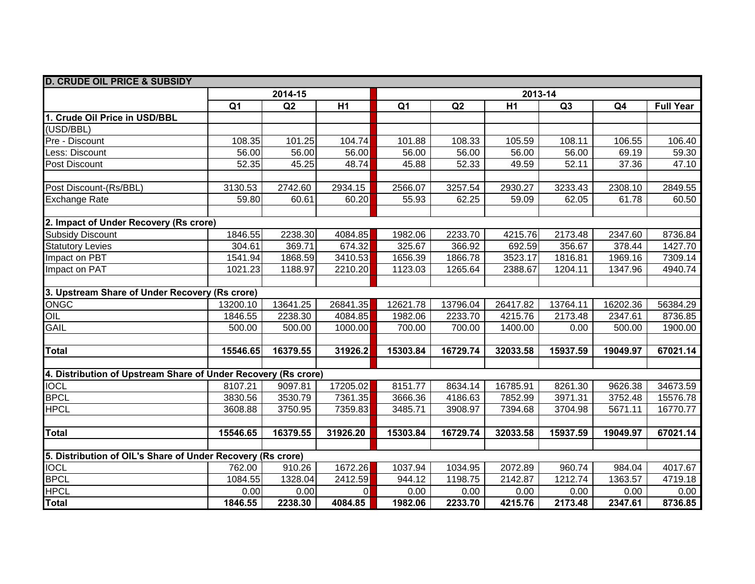| D. CRUDE OIL PRICE & SUBSIDY | | | | | | | | | |
|---|---|---|---|---|---|---|---|---|---|
| | 2014-15 | | | 2013-14 | | | | | |
| | Q1 | Q2 | H1 | Q1 | Q2 | H1 | Q3 | Q4 | Full Year |
| **1. Crude Oil Price in USD/BBL** | | | | | | | | | |
| (USD/BBL) | | | | | | | | | |
| Pre - Discount | 108.35 | 101.25 | 104.74 | 101.88 | 108.33 | 105.59 | 108.11 | 106.55 | 106.40 |
| Less: Discount | 56.00 | 56.00 | 56.00 | 56.00 | 56.00 | 56.00 | 56.00 | 69.19 | 59.30 |
| Post Discount | 52.35 | 45.25 | 48.74 | 45.88 | 52.33 | 49.59 | 52.11 | 37.36 | 47.10 |
| | | | | | | | | | |
| Post Discount-(Rs/BBL) | 3130.53 | 2742.60 | 2934.15 | 2566.07 | 3257.54 | 2930.27 | 3233.43 | 2308.10 | 2849.55 |
| Exchange Rate | 59.80 | 60.61 | 60.20 | 55.93 | 62.25 | 59.09 | 62.05 | 61.78 | 60.50 |
| | | | | | | | | | |
| **2. Impact of Under Recovery (Rs crore)** | | | | | | | | | |
| Subsidy Discount | 1846.55 | 2238.30 | 4084.85 | 1982.06 | 2233.70 | 4215.76 | 2173.48 | 2347.60 | 8736.84 |
| Statutory Levies | 304.61 | 369.71 | 674.32 | 325.67 | 366.92 | 692.59 | 356.67 | 378.44 | 1427.70 |
| Impact on PBT | 1541.94 | 1868.59 | 3410.53 | 1656.39 | 1866.78 | 3523.17 | 1816.81 | 1969.16 | 7309.14 |
| Impact on PAT | 1021.23 | 1188.97 | 2210.20 | 1123.03 | 1265.64 | 2388.67 | 1204.11 | 1347.96 | 4940.74 |
| | | | | | | | | | |
| **3. Upstream Share of Under Recovery (Rs crore)** | | | | | | | | | |
| ONGC | 13200.10 | 13641.25 | 26841.35 | 12621.78 | 13796.04 | 26417.82 | 13764.11 | 16202.36 | 56384.29 |
| OIL | 1846.55 | 2238.30 | 4084.85 | 1982.06 | 2233.70 | 4215.76 | 2173.48 | 2347.61 | 8736.85 |
| GAIL | 500.00 | 500.00 | 1000.00 | 700.00 | 700.00 | 1400.00 | 0.00 | 500.00 | 1900.00 |
| | | | | | | | | | |
| **Total** | **15546.65** | **16379.55** | **31926.2** | **15303.84** | **16729.74** | **32033.58** | **15937.59** | **19049.97** | **67021.14** |
| | | | | | | | | | |
| **4. Distribution of Upstream Share of Under Recovery (Rs crore)** | | | | | | | | | |
| IOCL | 8107.21 | 9097.81 | 17205.02 | 8151.77 | 8634.14 | 16785.91 | 8261.30 | 9626.38 | 34673.59 |
| BPCL | 3830.56 | 3530.79 | 7361.35 | 3666.36 | 4186.63 | 7852.99 | 3971.31 | 3752.48 | 15576.78 |
| HPCL | 3608.88 | 3750.95 | 7359.83 | 3485.71 | 3908.97 | 7394.68 | 3704.98 | 5671.11 | 16770.77 |
| | | | | | | | | | |
| **Total** | **15546.65** | **16379.55** | **31926.20** | **15303.84** | **16729.74** | **32033.58** | **15937.59** | **19049.97** | **67021.14** |
| | | | | | | | | | |
| **5. Distribution of OIL's Share of Under Recovery (Rs crore)** | | | | | | | | | |
| IOCL | 762.00 | 910.26 | 1672.26 | 1037.94 | 1034.95 | 2072.89 | 960.74 | 984.04 | 4017.67 |
| BPCL | 1084.55 | 1328.04 | 2412.59 | 944.12 | 1198.75 | 2142.87 | 1212.74 | 1363.57 | 4719.18 |
| HPCL | 0.00 | 0.00 | 0 | 0.00 | 0.00 | 0.00 | 0.00 | 0.00 | 0.00 |
| **Total** | **1846.55** | **2238.30** | **4084.85** | **1982.06** | **2233.70** | **4215.76** | **2173.48** | **2347.61** | **8736.85** |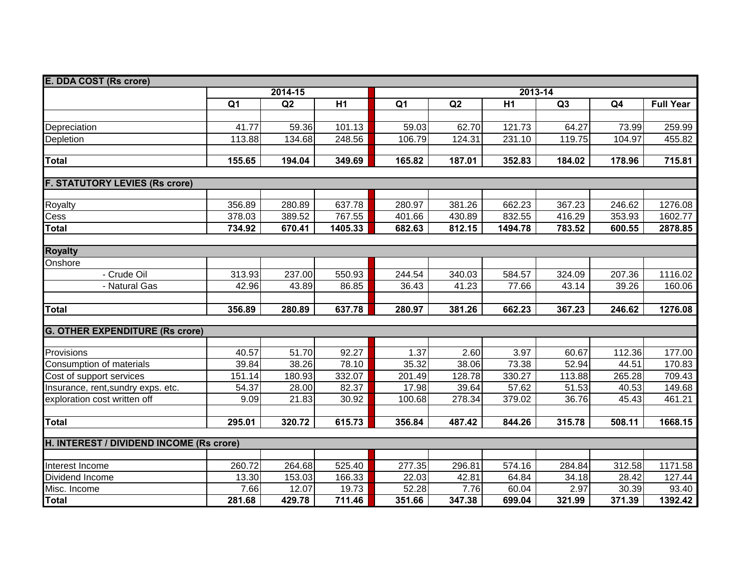| E. DDA COST (Rs crore) | 2014-15 | | | 2013-14 | | | | | |
|---|---|---|---|---|---|---|---|---|---|
| | Q1 | Q2 | H1 | Q1 | Q2 | H1 | Q3 | Q4 | Full Year |
| Depreciation | 41.77 | 59.36 | 101.13 | 59.03 | 62.70 | 121.73 | 64.27 | 73.99 | 259.99 |
| Depletion | 113.88 | 134.68 | 248.56 | 106.79 | 124.31 | 231.10 | 119.75 | 104.97 | 455.82 |
| **Total** | **155.65** | **194.04** | **349.69** | **165.82** | **187.01** | **352.83** | **184.02** | **178.96** | **715.81** |
| **F. STATUTORY LEVIES (Rs crore)** | | | | | | | | | |
| Royalty | 356.89 | 280.89 | 637.78 | 280.97 | 381.26 | 662.23 | 367.23 | 246.62 | 1276.08 |
| Cess | 378.03 | 389.52 | 767.55 | 401.66 | 430.89 | 832.55 | 416.29 | 353.93 | 1602.77 |
| **Total** | **734.92** | **670.41** | **1405.33** | **682.63** | **812.15** | **1494.78** | **783.52** | **600.55** | **2878.85** |
| **Royalty** | | | | | | | | | |
| Onshore | | | | | | | | | |
| - Crude Oil | 313.93 | 237.00 | 550.93 | 244.54 | 340.03 | 584.57 | 324.09 | 207.36 | 1116.02 |
| - Natural Gas | 42.96 | 43.89 | 86.85 | 36.43 | 41.23 | 77.66 | 43.14 | 39.26 | 160.06 |
| **Total** | **356.89** | **280.89** | **637.78** | **280.97** | **381.26** | **662.23** | **367.23** | **246.62** | **1276.08** |
| **G. OTHER EXPENDITURE (Rs crore)** | | | | | | | | | |
| Provisions | 40.57 | 51.70 | 92.27 | 1.37 | 2.60 | 3.97 | 60.67 | 112.36 | 177.00 |
| Consumption of materials | 39.84 | 38.26 | 78.10 | 35.32 | 38.06 | 73.38 | 52.94 | 44.51 | 170.83 |
| Cost of support services | 151.14 | 180.93 | 332.07 | 201.49 | 128.78 | 330.27 | 113.88 | 265.28 | 709.43 |
| Insurance, rent,sundry exps. etc. | 54.37 | 28.00 | 82.37 | 17.98 | 39.64 | 57.62 | 51.53 | 40.53 | 149.68 |
| exploration cost written off | 9.09 | 21.83 | 30.92 | 100.68 | 278.34 | 379.02 | 36.76 | 45.43 | 461.21 |
| **Total** | **295.01** | **320.72** | **615.73** | **356.84** | **487.42** | **844.26** | **315.78** | **508.11** | **1668.15** |
| **H. INTEREST / DIVIDEND INCOME (Rs crore)** | | | | | | | | | |
| Interest Income | 260.72 | 264.68 | 525.40 | 277.35 | 296.81 | 574.16 | 284.84 | 312.58 | 1171.58 |
| Dividend Income | 13.30 | 153.03 | 166.33 | 22.03 | 42.81 | 64.84 | 34.18 | 28.42 | 127.44 |
| Misc. Income | 7.66 | 12.07 | 19.73 | 52.28 | 7.76 | 60.04 | 2.97 | 30.39 | 93.40 |
| **Total** | **281.68** | **429.78** | **711.46** | **351.66** | **347.38** | **699.04** | **321.99** | **371.39** | **1392.42** |